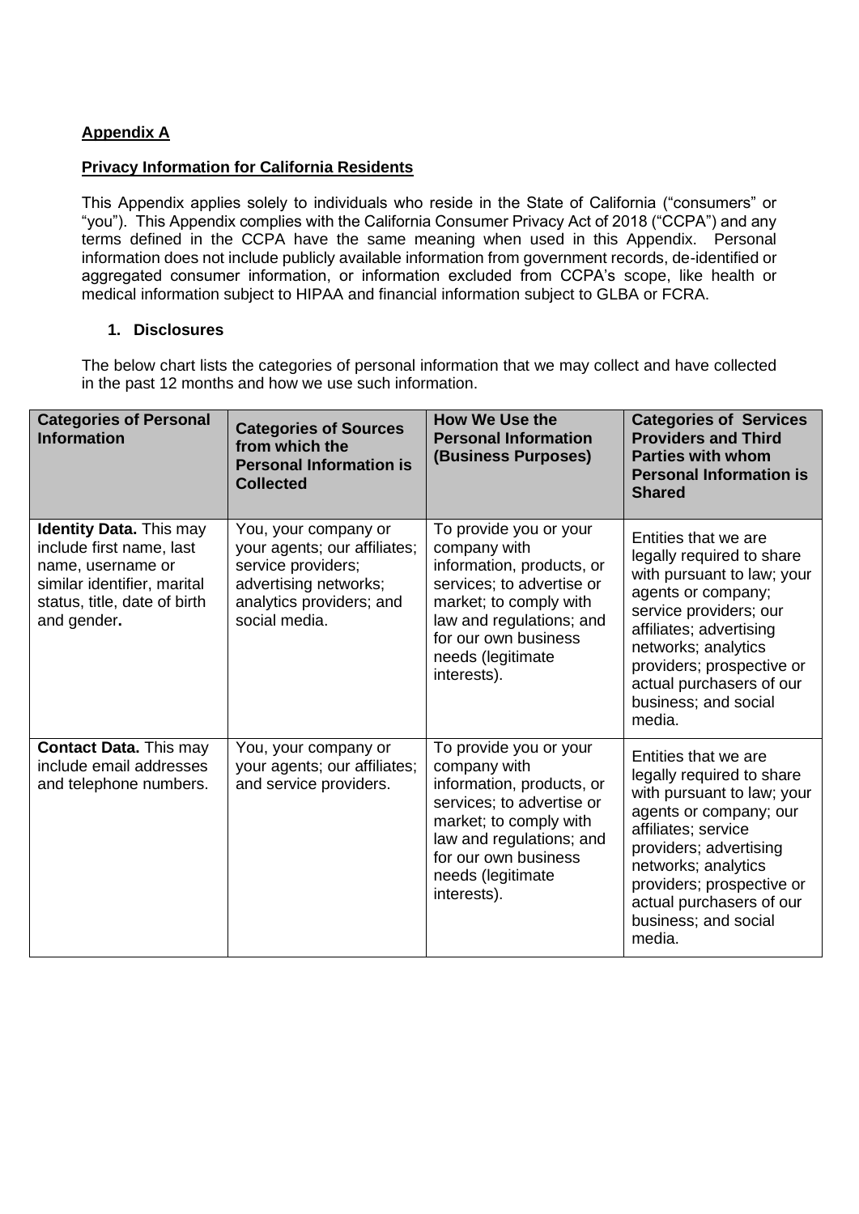## Appendix A

## Privacy Information for California Residents

This Appendix applies solely to individuals who reside in the State of California ("consumers" or "you"). This Appendix complies with the California Consumer Privacy Act of 2018 ("CCPA") and any terms defined in the CCPA have the same meaning when used in this Appendix. Personal information does not include publicly available information from government records, de-identified or aggregated consumer information, or information excluded from CCPA's scope, like health or medical information subject to HIPAA and financial information subject to GLBA or FCRA.

### 1. Disclosures

The below chart lists the categories of personal information that we may collect and have collected in the past 12 months and how we use such information.

| Categories of Personal Information | Categories of Sources from which the Personal Information is Collected | How We Use the Personal Information (Business Purposes) | Categories of Services Providers and Third Parties with whom Personal Information is Shared |
|---|---|---|---|
| **Identity Data.** This may include first name, last name, username or similar identifier, marital status, title, date of birth and gender**.** | You, your company or your agents; our affiliates; service providers; advertising networks; analytics providers; and social media. | To provide you or your company with information, products, or services; to advertise or market; to comply with law and regulations; and for our own business needs (legitimate interests). | Entities that we are legally required to share with pursuant to law; your agents or company; service providers; our affiliates; advertising networks; analytics providers; prospective or actual purchasers of our business; and social media. |
| **Contact Data.** This may include email addresses and telephone numbers. | You, your company or your agents; our affiliates; and service providers. | To provide you or your company with information, products, or services; to advertise or market; to comply with law and regulations; and for our own business needs (legitimate interests). | Entities that we are legally required to share with pursuant to law; your agents or company; our affiliates; service providers; advertising networks; analytics providers; prospective or actual purchasers of our business; and social media. |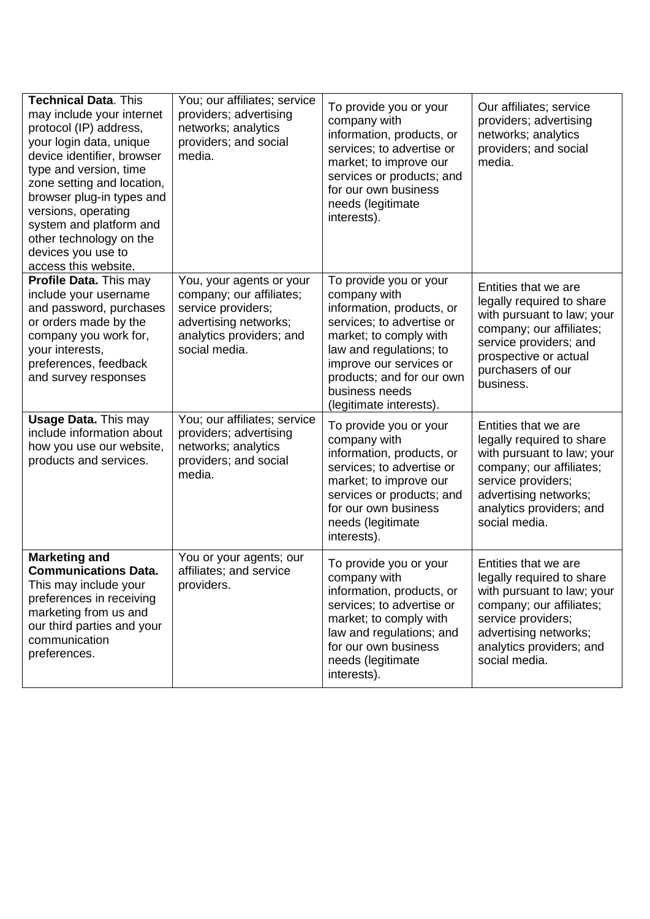| **Technical Data**. This may include your internet protocol (IP) address, your login data, unique device identifier, browser type and version, time zone setting and location, browser plug-in types and versions, operating system and platform and other technology on the devices you use to access this website. | You; our affiliates; service providers; advertising networks; analytics providers; and social media. | To provide you or your company with information, products, or services; to advertise or market; to improve our services or products; and for our own business needs (legitimate interests). | Our affiliates; service providers; advertising networks; analytics providers; and social media. |
|---|---|---|---|
| **Profile Data.** This may include your username and password, purchases or orders made by the company you work for, your interests, preferences, feedback and survey responses | You, your agents or your company; our affiliates; service providers; advertising networks; analytics providers; and social media. | To provide you or your company with information, products, or services; to advertise or market; to comply with law and regulations; to improve our services or products; and for our own business needs (legitimate interests). | Entities that we are legally required to share with pursuant to law; your company; our affiliates; service providers; and prospective or actual purchasers of our business. |
| **Usage Data.** This may include information about how you use our website, products and services. | You; our affiliates; service providers; advertising networks; analytics providers; and social media. | To provide you or your company with information, products, or services; to advertise or market; to improve our services or products; and for our own business needs (legitimate interests). | Entities that we are legally required to share with pursuant to law; your company; our affiliates; service providers; advertising networks; analytics providers; and social media. |
| **Marketing and Communications Data.** This may include your preferences in receiving marketing from us and our third parties and your communication preferences. | You or your agents; our affiliates; and service providers. | To provide you or your company with information, products, or services; to advertise or market; to comply with law and regulations; and for our own business needs (legitimate interests). | Entities that we are legally required to share with pursuant to law; your company; our affiliates; service providers; advertising networks; analytics providers; and social media. |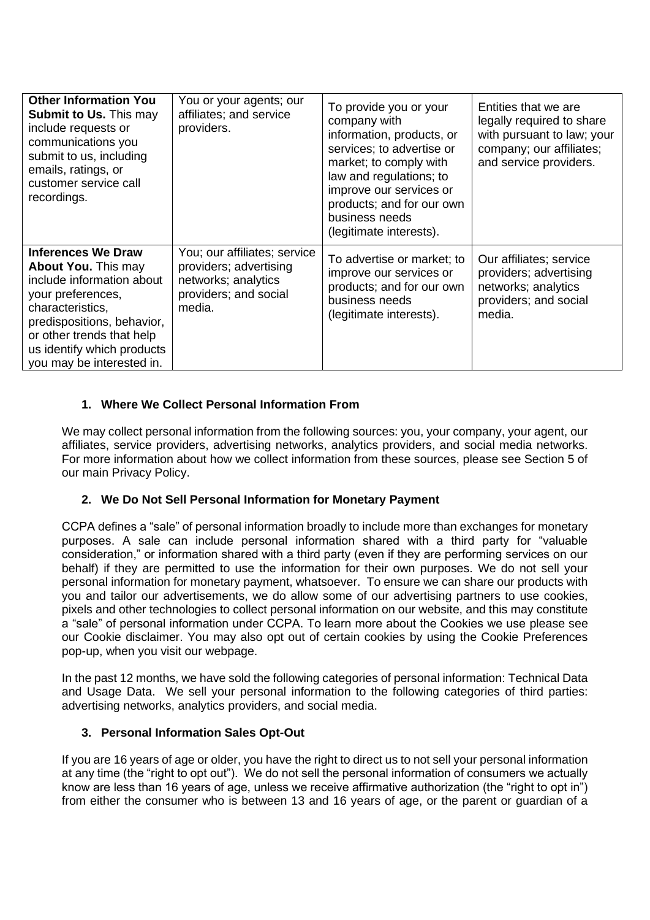| | | | |
|---|---|---|---|
| **Other Information You Submit to Us.** This may include requests or communications you submit to us, including emails, ratings, or customer service call recordings. | You or your agents; our affiliates; and service providers. | To provide you or your company with information, products, or services; to advertise or market; to comply with law and regulations; to improve our services or products; and for our own business needs (legitimate interests). | Entities that we are legally required to share with pursuant to law; your company; our affiliates; and service providers. |
| **Inferences We Draw About You.** This may include information about your preferences, characteristics, predispositions, behavior, or other trends that help us identify which products you may be interested in. | You; our affiliates; service providers; advertising networks; analytics providers; and social media. | To advertise or market; to improve our services or products; and for our own business needs (legitimate interests). | Our affiliates; service providers; advertising networks; analytics providers; and social media. |

## 1. Where We Collect Personal Information From

We may collect personal information from the following sources: you, your company, your agent, our affiliates, service providers, advertising networks, analytics providers, and social media networks. For more information about how we collect information from these sources, please see Section 5 of our main Privacy Policy.

## 2. We Do Not Sell Personal Information for Monetary Payment

CCPA defines a "sale" of personal information broadly to include more than exchanges for monetary purposes. A sale can include personal information shared with a third party for "valuable consideration," or information shared with a third party (even if they are performing services on our behalf) if they are permitted to use the information for their own purposes. We do not sell your personal information for monetary payment, whatsoever. To ensure we can share our products with you and tailor our advertisements, we do allow some of our advertising partners to use cookies, pixels and other technologies to collect personal information on our website, and this may constitute a "sale" of personal information under CCPA. To learn more about the Cookies we use please see our Cookie disclaimer. You may also opt out of certain cookies by using the Cookie Preferences pop-up, when you visit our webpage.

In the past 12 months, we have sold the following categories of personal information: Technical Data and Usage Data. We sell your personal information to the following categories of third parties: advertising networks, analytics providers, and social media.

## 3. Personal Information Sales Opt-Out

If you are 16 years of age or older, you have the right to direct us to not sell your personal information at any time (the "right to opt out"). We do not sell the personal information of consumers we actually know are less than 16 years of age, unless we receive affirmative authorization (the "right to opt in") from either the consumer who is between 13 and 16 years of age, or the parent or guardian of a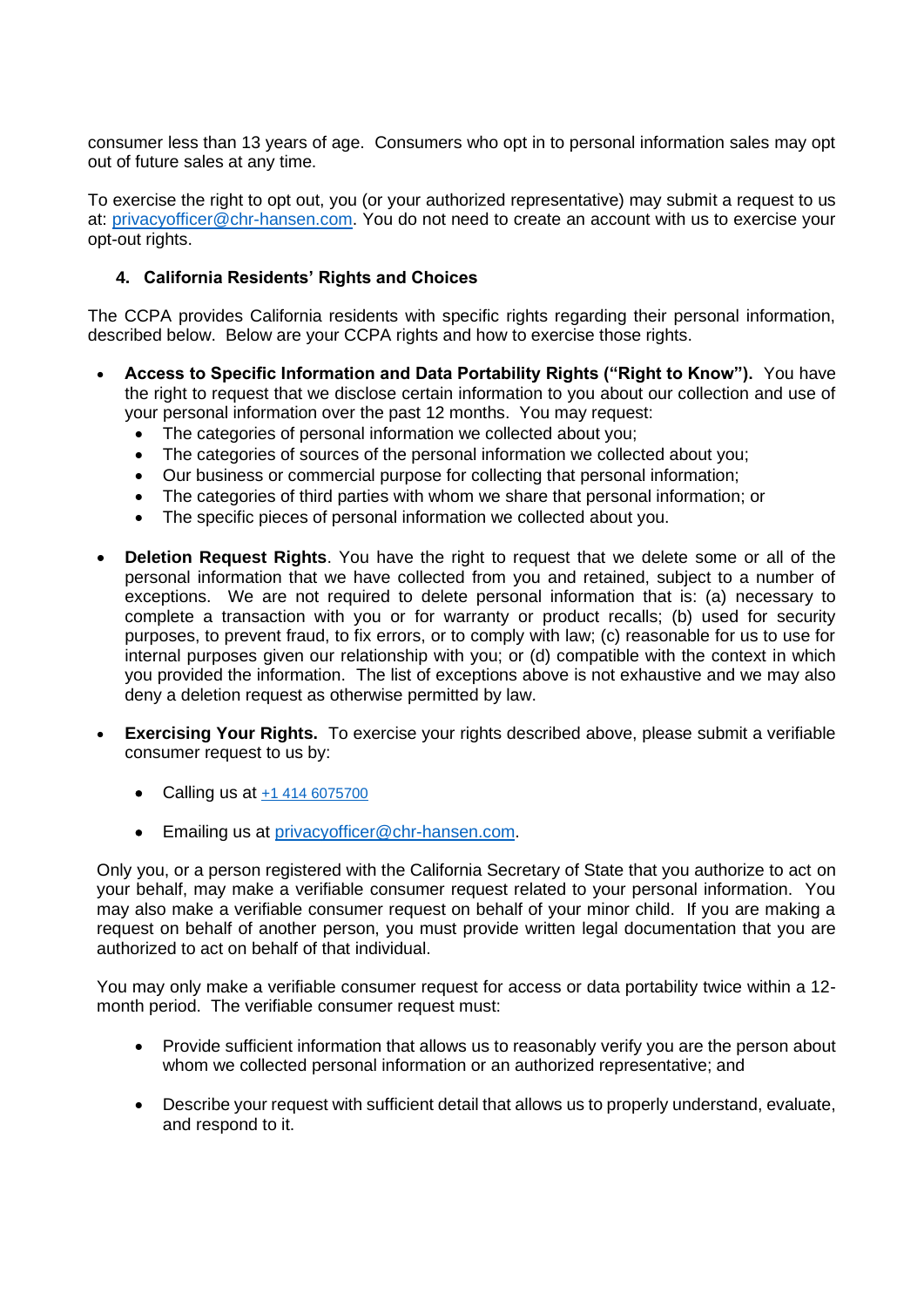consumer less than 13 years of age. Consumers who opt in to personal information sales may opt out of future sales at any time.

To exercise the right to opt out, you (or your authorized representative) may submit a request to us at: privacyofficer@chr-hansen.com. You do not need to create an account with us to exercise your opt-out rights.

## 4. California Residents' Rights and Choices

The CCPA provides California residents with specific rights regarding their personal information, described below. Below are your CCPA rights and how to exercise those rights.

- **Access to Specific Information and Data Portability Rights ("Right to Know").** You have the right to request that we disclose certain information to you about our collection and use of your personal information over the past 12 months. You may request:
  - The categories of personal information we collected about you;
  - The categories of sources of the personal information we collected about you;
  - Our business or commercial purpose for collecting that personal information;
  - The categories of third parties with whom we share that personal information; or
  - The specific pieces of personal information we collected about you.

- **Deletion Request Rights**. You have the right to request that we delete some or all of the personal information that we have collected from you and retained, subject to a number of exceptions. We are not required to delete personal information that is: (a) necessary to complete a transaction with you or for warranty or product recalls; (b) used for security purposes, to prevent fraud, to fix errors, or to comply with law; (c) reasonable for us to use for internal purposes given our relationship with you; or (d) compatible with the context in which you provided the information. The list of exceptions above is not exhaustive and we may also deny a deletion request as otherwise permitted by law.

- **Exercising Your Rights.** To exercise your rights described above, please submit a verifiable consumer request to us by:

  - Calling us at +1 414 6075700

  - Emailing us at privacyofficer@chr-hansen.com.

Only you, or a person registered with the California Secretary of State that you authorize to act on your behalf, may make a verifiable consumer request related to your personal information. You may also make a verifiable consumer request on behalf of your minor child. If you are making a request on behalf of another person, you must provide written legal documentation that you are authorized to act on behalf of that individual.

You may only make a verifiable consumer request for access or data portability twice within a 12-month period. The verifiable consumer request must:

- Provide sufficient information that allows us to reasonably verify you are the person about whom we collected personal information or an authorized representative; and

- Describe your request with sufficient detail that allows us to properly understand, evaluate, and respond to it.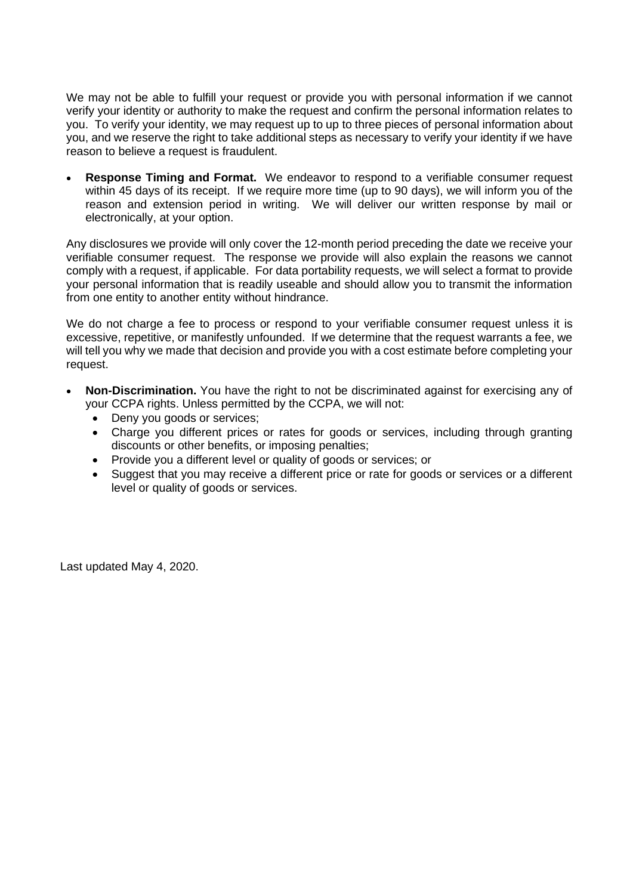We may not be able to fulfill your request or provide you with personal information if we cannot verify your identity or authority to make the request and confirm the personal information relates to you. To verify your identity, we may request up to up to three pieces of personal information about you, and we reserve the right to take additional steps as necessary to verify your identity if we have reason to believe a request is fraudulent.

- **Response Timing and Format.** We endeavor to respond to a verifiable consumer request within 45 days of its receipt. If we require more time (up to 90 days), we will inform you of the reason and extension period in writing. We will deliver our written response by mail or electronically, at your option.

Any disclosures we provide will only cover the 12-month period preceding the date we receive your verifiable consumer request. The response we provide will also explain the reasons we cannot comply with a request, if applicable. For data portability requests, we will select a format to provide your personal information that is readily useable and should allow you to transmit the information from one entity to another entity without hindrance.

We do not charge a fee to process or respond to your verifiable consumer request unless it is excessive, repetitive, or manifestly unfounded. If we determine that the request warrants a fee, we will tell you why we made that decision and provide you with a cost estimate before completing your request.

- **Non-Discrimination.** You have the right to not be discriminated against for exercising any of your CCPA rights. Unless permitted by the CCPA, we will not:
  - Deny you goods or services;
  - Charge you different prices or rates for goods or services, including through granting discounts or other benefits, or imposing penalties;
  - Provide you a different level or quality of goods or services; or
  - Suggest that you may receive a different price or rate for goods or services or a different level or quality of goods or services.

Last updated May 4, 2020.